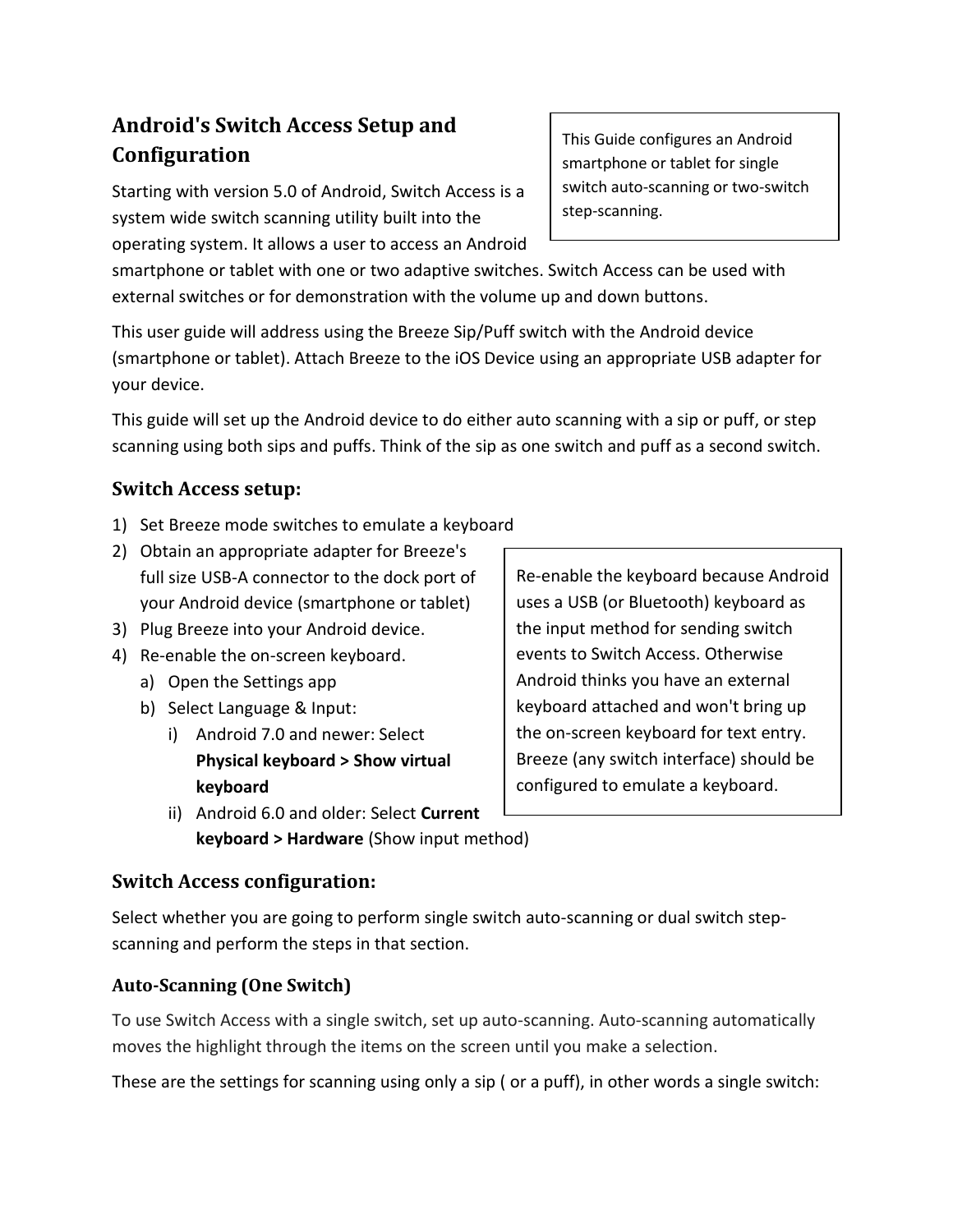# Android's Switch Access Setup and Configuration

> This Guide configures an Android smartphone or tablet for single switch auto-scanning or two-switch step-scanning.

Starting with version 5.0 of Android, Switch Access is a system wide switch scanning utility built into the operating system. It allows a user to access an Android smartphone or tablet with one or two adaptive switches. Switch Access can be used with external switches or for demonstration with the volume up and down buttons.

This user guide will address using the Breeze Sip/Puff switch with the Android device (smartphone or tablet). Attach Breeze to the iOS Device using an appropriate USB adapter for your device.

This guide will set up the Android device to do either auto scanning with a sip or puff, or step scanning using both sips and puffs. Think of the sip as one switch and puff as a second switch.

## Switch Access setup:

1) Set Breeze mode switches to emulate a keyboard
2) Obtain an appropriate adapter for Breeze's full size USB-A connector to the dock port of your Android device (smartphone or tablet)
3) Plug Breeze into your Android device.
4) Re-enable the on-screen keyboard.
   a) Open the Settings app
   b) Select Language & Input:
      i) Android 7.0 and newer: Select **Physical keyboard > Show virtual keyboard**
      ii) Android 6.0 and older: Select **Current keyboard > Hardware** (Show input method)

> Re-enable the keyboard because Android uses a USB (or Bluetooth) keyboard as the input method for sending switch events to Switch Access. Otherwise Android thinks you have an external keyboard attached and won't bring up the on-screen keyboard for text entry. Breeze (any switch interface) should be configured to emulate a keyboard.

## Switch Access configuration:

Select whether you are going to perform single switch auto-scanning or dual switch step-scanning and perform the steps in that section.

### Auto-Scanning (One Switch)

To use Switch Access with a single switch, set up auto-scanning. Auto-scanning automatically moves the highlight through the items on the screen until you make a selection.

These are the settings for scanning using only a sip ( or a puff), in other words a single switch: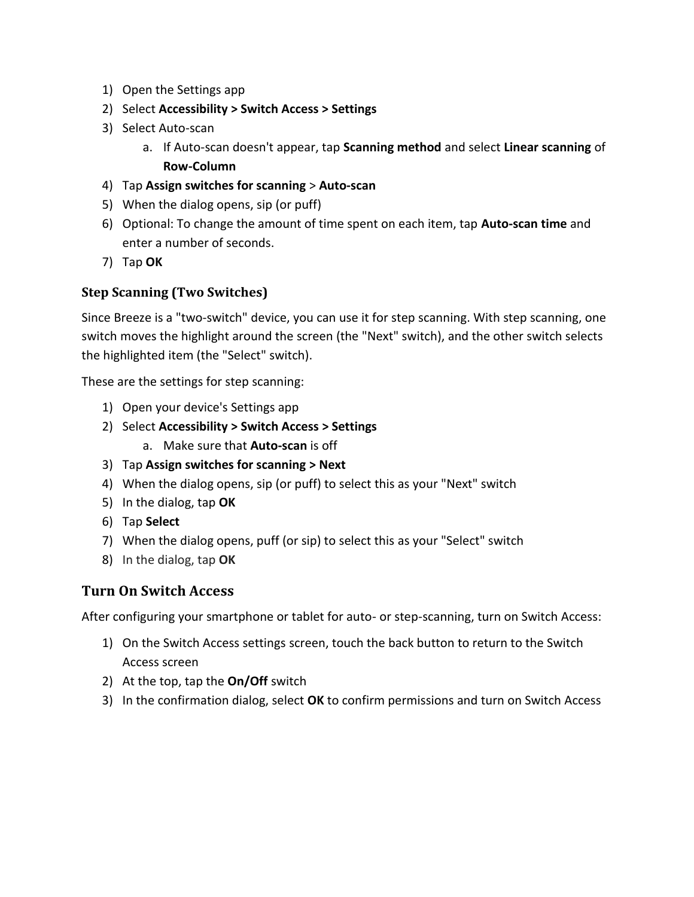1) Open the Settings app
2) Select **Accessibility > Switch Access > Settings**
3) Select Auto-scan
   a. If Auto-scan doesn't appear, tap **Scanning method** and select **Linear scanning** of **Row-Column**
4) Tap **Assign switches for scanning** > **Auto-scan**
5) When the dialog opens, sip (or puff)
6) Optional: To change the amount of time spent on each item, tap **Auto-scan time** and enter a number of seconds.
7) Tap **OK**

### Step Scanning (Two Switches)

Since Breeze is a "two-switch" device, you can use it for step scanning. With step scanning, one switch moves the highlight around the screen (the "Next" switch), and the other switch selects the highlighted item (the "Select" switch).

These are the settings for step scanning:

1) Open your device's Settings app
2) Select **Accessibility > Switch Access > Settings**
   a. Make sure that **Auto-scan** is off
3) Tap **Assign switches for scanning > Next**
4) When the dialog opens, sip (or puff) to select this as your "Next" switch
5) In the dialog, tap **OK**
6) Tap **Select**
7) When the dialog opens, puff (or sip) to select this as your "Select" switch
8) In the dialog, tap **OK**

## Turn On Switch Access

After configuring your smartphone or tablet for auto- or step-scanning, turn on Switch Access:

1) On the Switch Access settings screen, touch the back button to return to the Switch Access screen
2) At the top, tap the **On/Off** switch
3) In the confirmation dialog, select **OK** to confirm permissions and turn on Switch Access